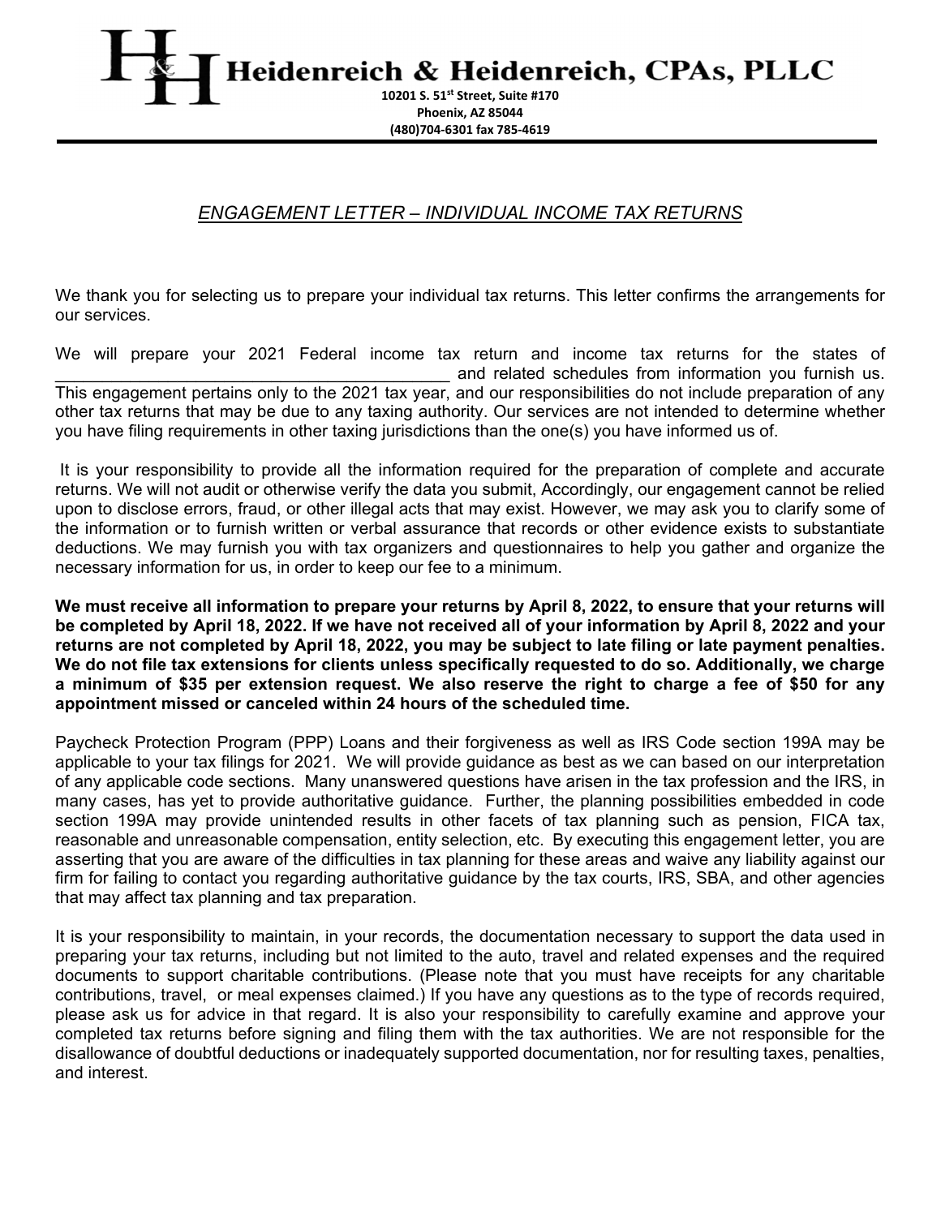# Heidenreich & Heidenreich, CPAs, PLLC

10201 S. 51st Street, Suite #170
Phoenix, AZ 85044
(480)704-6301 fax 785-4619

## *ENGAGEMENT LETTER – INDIVIDUAL INCOME TAX RETURNS*

We thank you for selecting us to prepare your individual tax returns. This letter confirms the arrangements for our services.

We will prepare your 2021 Federal income tax return and income tax returns for the states of ________________________________________ and related schedules from information you furnish us. This engagement pertains only to the 2021 tax year, and our responsibilities do not include preparation of any other tax returns that may be due to any taxing authority. Our services are not intended to determine whether you have filing requirements in other taxing jurisdictions than the one(s) you have informed us of.

It is your responsibility to provide all the information required for the preparation of complete and accurate returns. We will not audit or otherwise verify the data you submit, Accordingly, our engagement cannot be relied upon to disclose errors, fraud, or other illegal acts that may exist. However, we may ask you to clarify some of the information or to furnish written or verbal assurance that records or other evidence exists to substantiate deductions. We may furnish you with tax organizers and questionnaires to help you gather and organize the necessary information for us, in order to keep our fee to a minimum.

**We must receive all information to prepare your returns by April 8, 2022, to ensure that your returns will be completed by April 18, 2022. If we have not received all of your information by April 8, 2022 and your returns are not completed by April 18, 2022, you may be subject to late filing or late payment penalties. We do not file tax extensions for clients unless specifically requested to do so. Additionally, we charge a minimum of $35 per extension request. We also reserve the right to charge a fee of $50 for any appointment missed or canceled within 24 hours of the scheduled time.**

Paycheck Protection Program (PPP) Loans and their forgiveness as well as IRS Code section 199A may be applicable to your tax filings for 2021. We will provide guidance as best as we can based on our interpretation of any applicable code sections. Many unanswered questions have arisen in the tax profession and the IRS, in many cases, has yet to provide authoritative guidance. Further, the planning possibilities embedded in code section 199A may provide unintended results in other facets of tax planning such as pension, FICA tax, reasonable and unreasonable compensation, entity selection, etc. By executing this engagement letter, you are asserting that you are aware of the difficulties in tax planning for these areas and waive any liability against our firm for failing to contact you regarding authoritative guidance by the tax courts, IRS, SBA, and other agencies that may affect tax planning and tax preparation.

It is your responsibility to maintain, in your records, the documentation necessary to support the data used in preparing your tax returns, including but not limited to the auto, travel and related expenses and the required documents to support charitable contributions. (Please note that you must have receipts for any charitable contributions, travel, or meal expenses claimed.) If you have any questions as to the type of records required, please ask us for advice in that regard. It is also your responsibility to carefully examine and approve your completed tax returns before signing and filing them with the tax authorities. We are not responsible for the disallowance of doubtful deductions or inadequately supported documentation, nor for resulting taxes, penalties, and interest.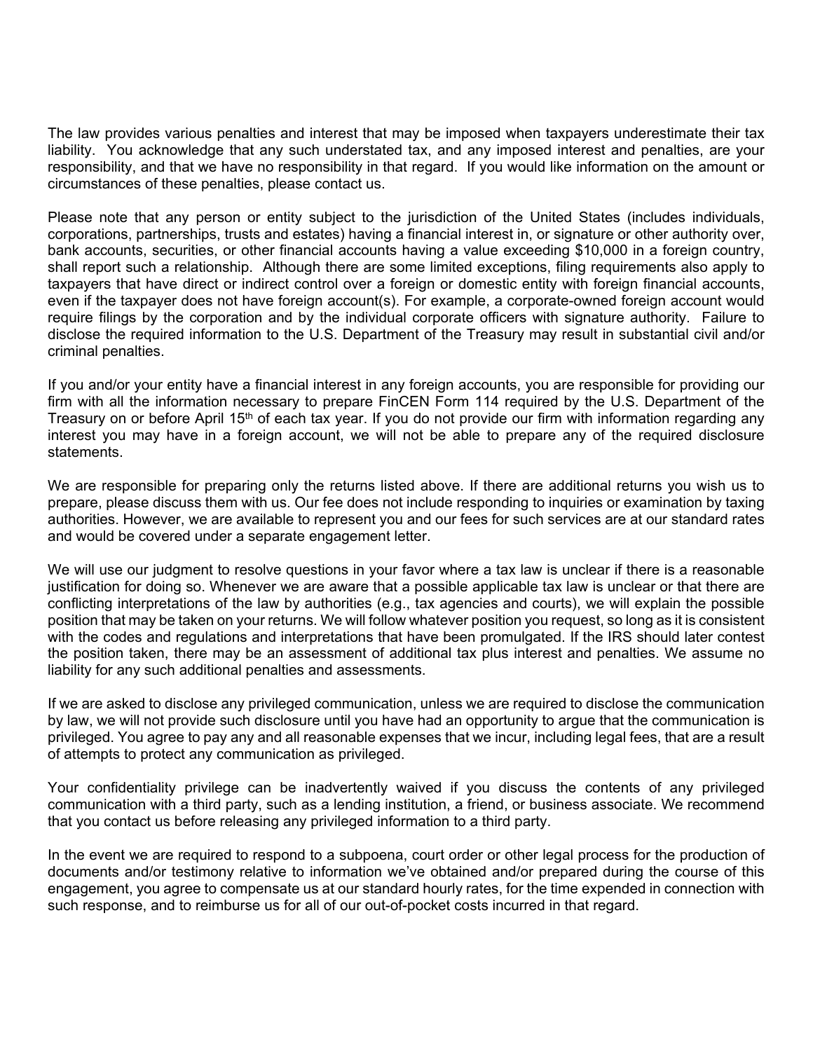The law provides various penalties and interest that may be imposed when taxpayers underestimate their tax liability. You acknowledge that any such understated tax, and any imposed interest and penalties, are your responsibility, and that we have no responsibility in that regard. If you would like information on the amount or circumstances of these penalties, please contact us.

Please note that any person or entity subject to the jurisdiction of the United States (includes individuals, corporations, partnerships, trusts and estates) having a financial interest in, or signature or other authority over, bank accounts, securities, or other financial accounts having a value exceeding $10,000 in a foreign country, shall report such a relationship. Although there are some limited exceptions, filing requirements also apply to taxpayers that have direct or indirect control over a foreign or domestic entity with foreign financial accounts, even if the taxpayer does not have foreign account(s). For example, a corporate-owned foreign account would require filings by the corporation and by the individual corporate officers with signature authority. Failure to disclose the required information to the U.S. Department of the Treasury may result in substantial civil and/or criminal penalties.

If you and/or your entity have a financial interest in any foreign accounts, you are responsible for providing our firm with all the information necessary to prepare FinCEN Form 114 required by the U.S. Department of the Treasury on or before April 15th of each tax year. If you do not provide our firm with information regarding any interest you may have in a foreign account, we will not be able to prepare any of the required disclosure statements.

We are responsible for preparing only the returns listed above. If there are additional returns you wish us to prepare, please discuss them with us. Our fee does not include responding to inquiries or examination by taxing authorities. However, we are available to represent you and our fees for such services are at our standard rates and would be covered under a separate engagement letter.

We will use our judgment to resolve questions in your favor where a tax law is unclear if there is a reasonable justification for doing so. Whenever we are aware that a possible applicable tax law is unclear or that there are conflicting interpretations of the law by authorities (e.g., tax agencies and courts), we will explain the possible position that may be taken on your returns. We will follow whatever position you request, so long as it is consistent with the codes and regulations and interpretations that have been promulgated. If the IRS should later contest the position taken, there may be an assessment of additional tax plus interest and penalties. We assume no liability for any such additional penalties and assessments.

If we are asked to disclose any privileged communication, unless we are required to disclose the communication by law, we will not provide such disclosure until you have had an opportunity to argue that the communication is privileged. You agree to pay any and all reasonable expenses that we incur, including legal fees, that are a result of attempts to protect any communication as privileged.

Your confidentiality privilege can be inadvertently waived if you discuss the contents of any privileged communication with a third party, such as a lending institution, a friend, or business associate. We recommend that you contact us before releasing any privileged information to a third party.

In the event we are required to respond to a subpoena, court order or other legal process for the production of documents and/or testimony relative to information we've obtained and/or prepared during the course of this engagement, you agree to compensate us at our standard hourly rates, for the time expended in connection with such response, and to reimburse us for all of our out-of-pocket costs incurred in that regard.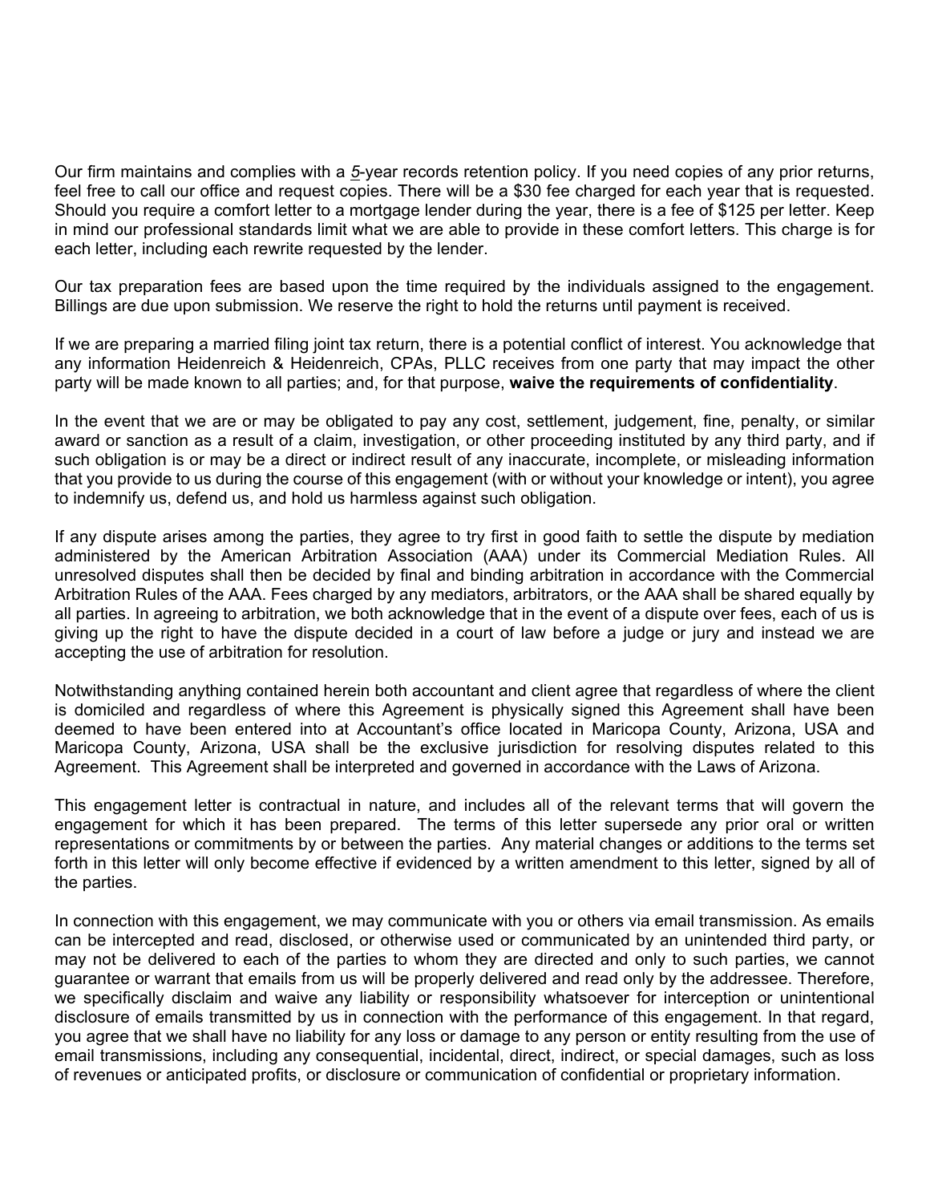Our firm maintains and complies with a _5_-year records retention policy. If you need copies of any prior returns, feel free to call our office and request copies. There will be a $30 fee charged for each year that is requested. Should you require a comfort letter to a mortgage lender during the year, there is a fee of $125 per letter. Keep in mind our professional standards limit what we are able to provide in these comfort letters. This charge is for each letter, including each rewrite requested by the lender.

Our tax preparation fees are based upon the time required by the individuals assigned to the engagement. Billings are due upon submission. We reserve the right to hold the returns until payment is received.

If we are preparing a married filing joint tax return, there is a potential conflict of interest. You acknowledge that any information Heidenreich & Heidenreich, CPAs, PLLC receives from one party that may impact the other party will be made known to all parties; and, for that purpose, **waive the requirements of confidentiality**.

In the event that we are or may be obligated to pay any cost, settlement, judgement, fine, penalty, or similar award or sanction as a result of a claim, investigation, or other proceeding instituted by any third party, and if such obligation is or may be a direct or indirect result of any inaccurate, incomplete, or misleading information that you provide to us during the course of this engagement (with or without your knowledge or intent), you agree to indemnify us, defend us, and hold us harmless against such obligation.

If any dispute arises among the parties, they agree to try first in good faith to settle the dispute by mediation administered by the American Arbitration Association (AAA) under its Commercial Mediation Rules. All unresolved disputes shall then be decided by final and binding arbitration in accordance with the Commercial Arbitration Rules of the AAA. Fees charged by any mediators, arbitrators, or the AAA shall be shared equally by all parties. In agreeing to arbitration, we both acknowledge that in the event of a dispute over fees, each of us is giving up the right to have the dispute decided in a court of law before a judge or jury and instead we are accepting the use of arbitration for resolution.

Notwithstanding anything contained herein both accountant and client agree that regardless of where the client is domiciled and regardless of where this Agreement is physically signed this Agreement shall have been deemed to have been entered into at Accountant's office located in Maricopa County, Arizona, USA and Maricopa County, Arizona, USA shall be the exclusive jurisdiction for resolving disputes related to this Agreement. This Agreement shall be interpreted and governed in accordance with the Laws of Arizona.

This engagement letter is contractual in nature, and includes all of the relevant terms that will govern the engagement for which it has been prepared. The terms of this letter supersede any prior oral or written representations or commitments by or between the parties. Any material changes or additions to the terms set forth in this letter will only become effective if evidenced by a written amendment to this letter, signed by all of the parties.

In connection with this engagement, we may communicate with you or others via email transmission. As emails can be intercepted and read, disclosed, or otherwise used or communicated by an unintended third party, or may not be delivered to each of the parties to whom they are directed and only to such parties, we cannot guarantee or warrant that emails from us will be properly delivered and read only by the addressee. Therefore, we specifically disclaim and waive any liability or responsibility whatsoever for interception or unintentional disclosure of emails transmitted by us in connection with the performance of this engagement. In that regard, you agree that we shall have no liability for any loss or damage to any person or entity resulting from the use of email transmissions, including any consequential, incidental, direct, indirect, or special damages, such as loss of revenues or anticipated profits, or disclosure or communication of confidential or proprietary information.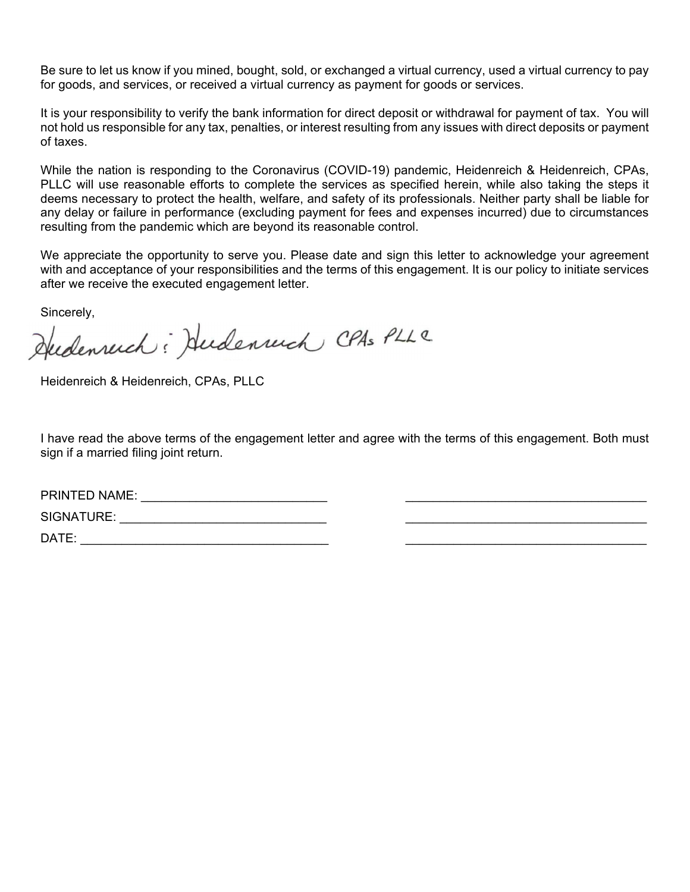Be sure to let us know if you mined, bought, sold, or exchanged a virtual currency, used a virtual currency to pay for goods, and services, or received a virtual currency as payment for goods or services.

It is your responsibility to verify the bank information for direct deposit or withdrawal for payment of tax. You will not hold us responsible for any tax, penalties, or interest resulting from any issues with direct deposits or payment of taxes.

While the nation is responding to the Coronavirus (COVID-19) pandemic, Heidenreich & Heidenreich, CPAs, PLLC will use reasonable efforts to complete the services as specified herein, while also taking the steps it deems necessary to protect the health, welfare, and safety of its professionals. Neither party shall be liable for any delay or failure in performance (excluding payment for fees and expenses incurred) due to circumstances resulting from the pandemic which are beyond its reasonable control.

We appreciate the opportunity to serve you. Please date and sign this letter to acknowledge your agreement with and acceptance of your responsibilities and the terms of this engagement. It is our policy to initiate services after we receive the executed engagement letter.

Sincerely,

Heidenreich & Heidenreich CPAs PLLC

Heidenreich & Heidenreich, CPAs, PLLC

I have read the above terms of the engagement letter and agree with the terms of this engagement. Both must sign if a married filing joint return.

PRINTED NAME: ___________________________ ___________________________

SIGNATURE: ___________________________ ___________________________

DATE: ___________________________ ___________________________